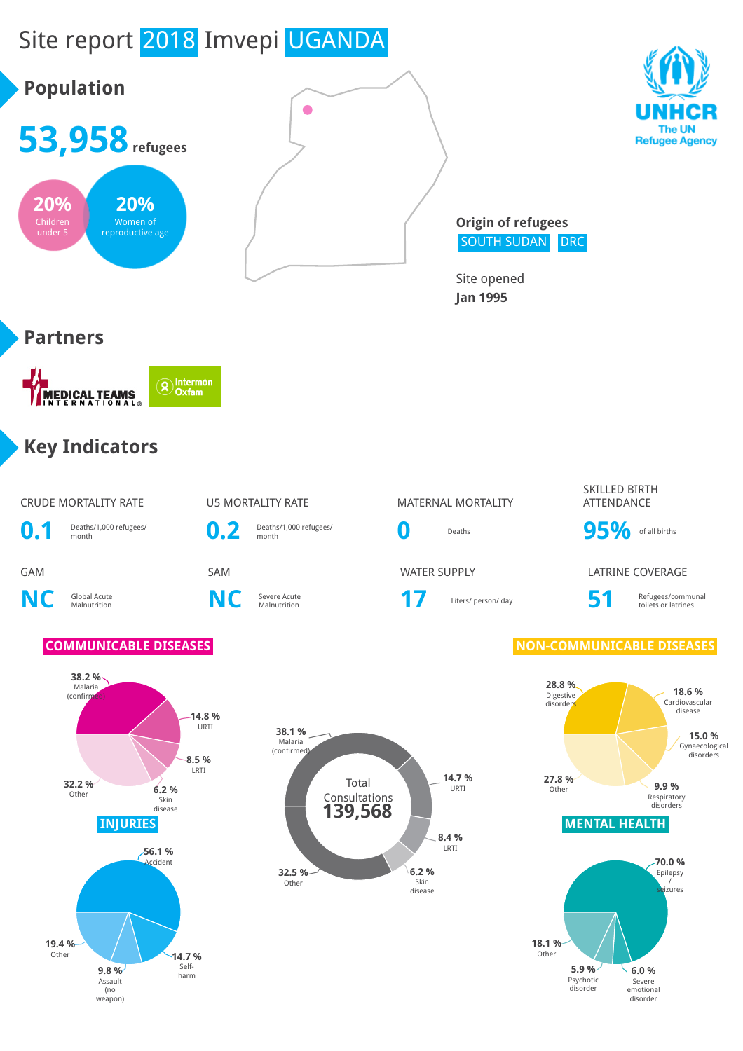# Site report 2018 Imvepi UGANDA

## Population

**53,958** refugees

20% Children under 5

20% Women of reproductive age

**Origin of refugees**

SOUTH SUDAN DRC

Site opened
**Jan 1995**

## Partners

## Key Indicators

CRUDE MORTALITY RATE
**0.1** Deaths/1,000 refugees/ month

U5 MORTALITY RATE
**0.2** Deaths/1,000 refugees/ month

MATERNAL MORTALITY
**0** Deaths

SKILLED BIRTH ATTENDANCE
**95%** of all births

GAM
**NC** Global Acute Malnutrition

SAM
**NC** Severe Acute Malnutrition

WATER SUPPLY
**17** Liters/ person/ day

LATRINE COVERAGE
**51** Refugees/communal toilets or latrines

### COMMUNICABLE DISEASES

38.2 % Malaria (confirmed)
14.8 % URTI
8.5 % LRTI
6.2 % Skin disease
32.2 % Other

### Total Consultations

139,568

38.1 % Malaria (confirmed)
14.7 % URTI
8.4 % LRTI
6.2 % Skin disease
32.5 % Other

### NON-COMMUNICABLE DISEASES

28.8 % Digestive disorders
18.6 % Cardiovascular disease
15.0 % Gynaecological disorders
9.9 % Respiratory disorders
27.8 % Other

### INJURIES

56.1 % Accident
14.7 % Self-harm
9.8 % Assault (no weapon)
19.4 % Other

### MENTAL HEALTH

70.0 % Epilepsy / seizures
6.0 % Severe emotional disorder
5.9 % Psychotic disorder
18.1 % Other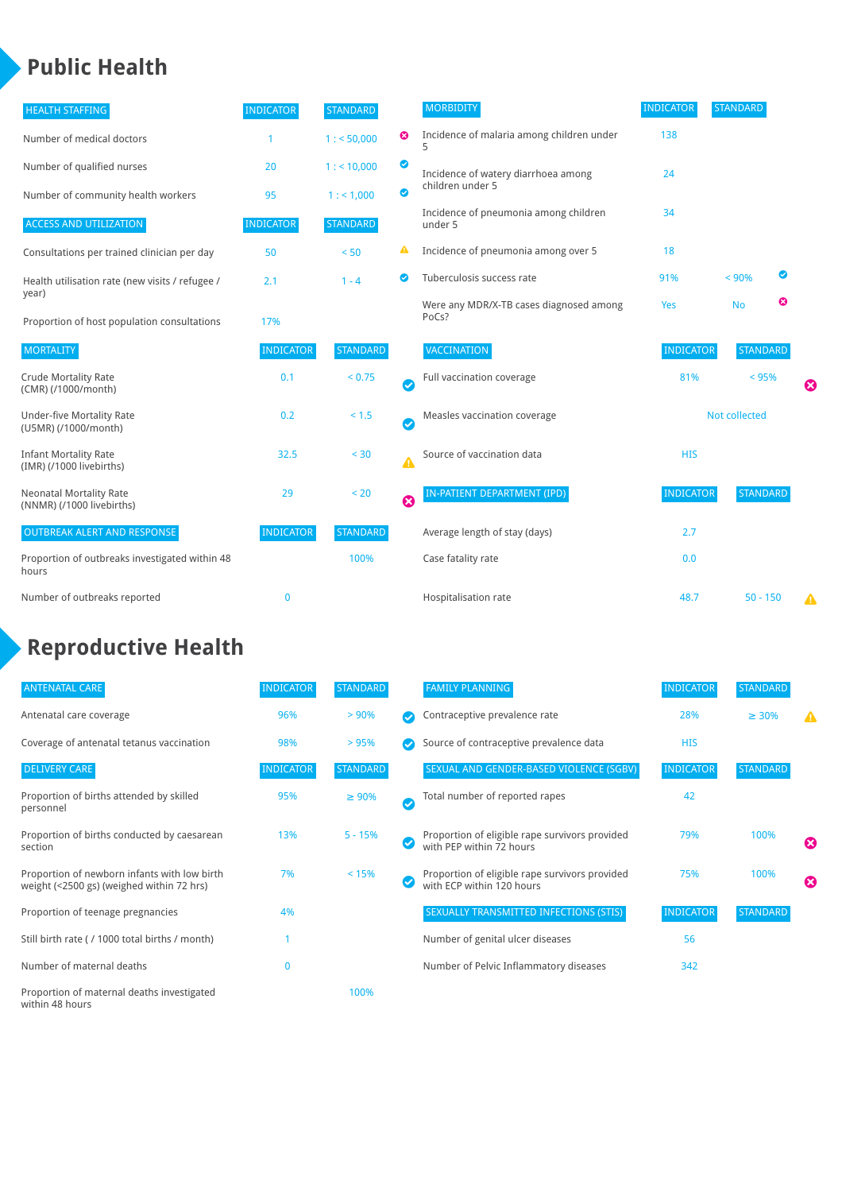# Public Health

| HEALTH STAFFING | INDICATOR | STANDARD | |
|---|---|---|---|
| Number of medical doctors | 1 | 1 : < 50,000 | ✖ |
| Number of qualified nurses | 20 | 1 : < 10,000 | ✔ |
| Number of community health workers | 95 | 1 : < 1,000 | ✔ |

| ACCESS AND UTILIZATION | INDICATOR | STANDARD | |
|---|---|---|---|
| Consultations per trained clinician per day | 50 | < 50 | ⚠ |
| Health utilisation rate (new visits / refugee / year) | 2.1 | 1 - 4 | ✔ |
| Proportion of host population consultations | 17% | | |

| MORTALITY | INDICATOR | STANDARD | |
|---|---|---|---|
| Crude Mortality Rate (CMR) (/1000/month) | 0.1 | < 0.75 | ✔ |
| Under-five Mortality Rate (U5MR) (/1000/month) | 0.2 | < 1.5 | ✔ |
| Infant Mortality Rate (IMR) (/1000 livebirths) | 32.5 | < 30 | ⚠ |
| Neonatal Mortality Rate (NNMR) (/1000 livebirths) | 29 | < 20 | ✖ |

| OUTBREAK ALERT AND RESPONSE | INDICATOR | STANDARD |
|---|---|---|
| Proportion of outbreaks investigated within 48 hours | | 100% |
| Number of outbreaks reported | 0 | |

| MORBIDITY | INDICATOR | STANDARD | |
|---|---|---|---|
| Incidence of malaria among children under 5 | 138 | | |
| Incidence of watery diarrhoea among children under 5 | 24 | | |
| Incidence of pneumonia among children under 5 | 34 | | |
| Incidence of pneumonia among over 5 | 18 | | |
| Tuberculosis success rate | 91% | < 90% | ✔ |
| Were any MDR/X-TB cases diagnosed among PoCs? | Yes | No | ✖ |

| VACCINATION | INDICATOR | STANDARD | |
|---|---|---|---|
| Full vaccination coverage | 81% | < 95% | ✖ |
| Measles vaccination coverage | Not collected | | |
| Source of vaccination data | HIS | | |

| IN-PATIENT DEPARTMENT (IPD) | INDICATOR | STANDARD | |
|---|---|---|---|
| Average length of stay (days) | 2.7 | | |
| Case fatality rate | 0.0 | | |
| Hospitalisation rate | 48.7 | 50 - 150 | ⚠ |

# Reproductive Health

| ANTENATAL CARE | INDICATOR | STANDARD | |
|---|---|---|---|
| Antenatal care coverage | 96% | > 90% | ✔ |
| Coverage of antenatal tetanus vaccination | 98% | > 95% | ✔ |

| DELIVERY CARE | INDICATOR | STANDARD | |
|---|---|---|---|
| Proportion of births attended by skilled personnel | 95% | ≥ 90% | ✔ |
| Proportion of births conducted by caesarean section | 13% | 5 - 15% | ✔ |
| Proportion of newborn infants with low birth weight (<2500 gs) (weighed within 72 hrs) | 7% | < 15% | ✔ |
| Proportion of teenage pregnancies | 4% | | |
| Still birth rate ( / 1000 total births / month) | 1 | | |
| Number of maternal deaths | 0 | | |
| Proportion of maternal deaths investigated within 48 hours | | 100% | |

| FAMILY PLANNING | INDICATOR | STANDARD | |
|---|---|---|---|
| Contraceptive prevalence rate | 28% | ≥ 30% | ⚠ |
| Source of contraceptive prevalence data | HIS | | |

| SEXUAL AND GENDER-BASED VIOLENCE (SGBV) | INDICATOR | STANDARD | |
|---|---|---|---|
| Total number of reported rapes | 42 | | |
| Proportion of eligible rape survivors provided with PEP within 72 hours | 79% | 100% | ✖ |
| Proportion of eligible rape survivors provided with ECP within 120 hours | 75% | 100% | ✖ |

| SEXUALLY TRANSMITTED INFECTIONS (STIS) | INDICATOR | STANDARD |
|---|---|---|
| Number of genital ulcer diseases | 56 | |
| Number of Pelvic Inflammatory diseases | 342 | |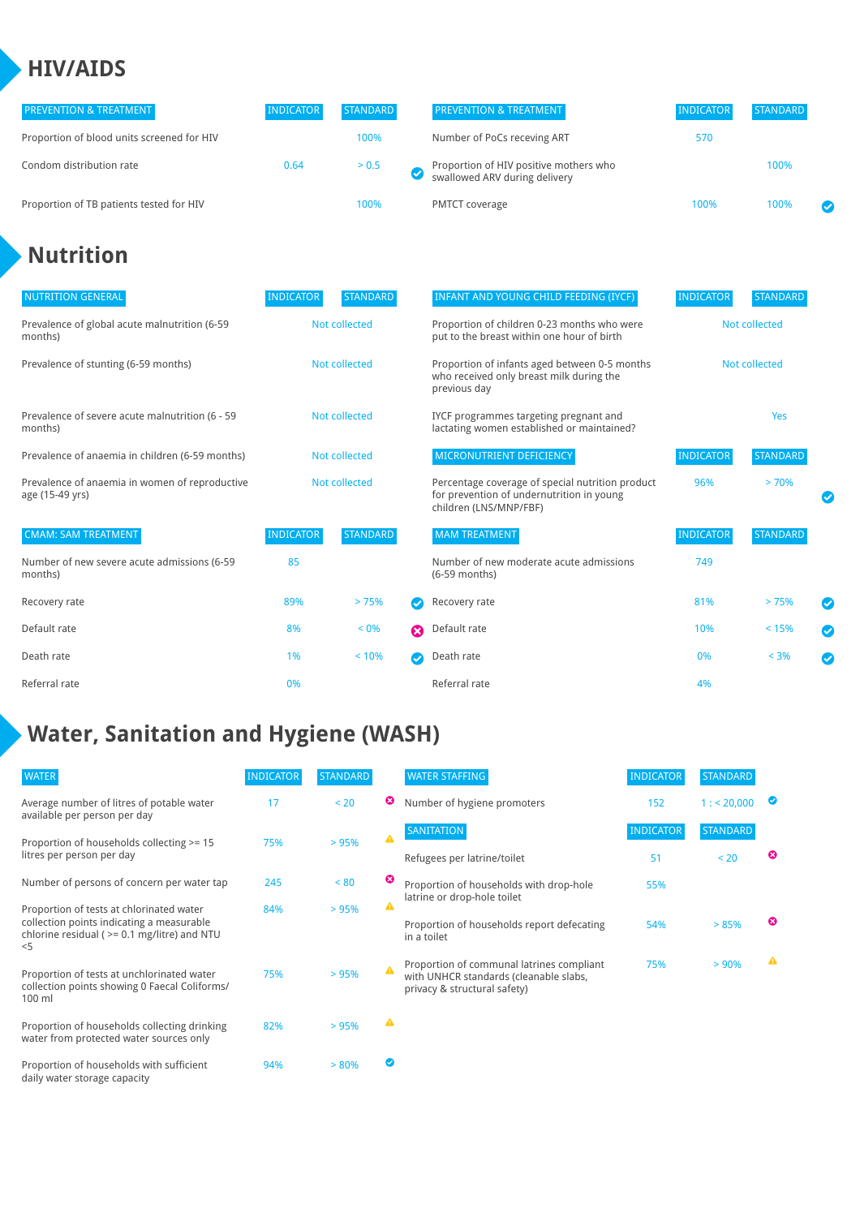# HIV/AIDS

| PREVENTION & TREATMENT | INDICATOR | STANDARD |
|---|---|---|
| Proportion of blood units screened for HIV | | 100% |
| Condom distribution rate | 0.64 | > 0.5 |
| Proportion of TB patients tested for HIV | | 100% |

| PREVENTION & TREATMENT | INDICATOR | STANDARD |
|---|---|---|
| Number of PoCs receving ART | 570 | |
| Proportion of HIV positive mothers who swallowed ARV during delivery | | 100% |
| PMTCT coverage | 100% | 100% |

# Nutrition

| NUTRITION GENERAL | INDICATOR | STANDARD |
|---|---|---|
| Prevalence of global acute malnutrition (6-59 months) | Not collected | |
| Prevalence of stunting (6-59 months) | Not collected | |
| Prevalence of severe acute malnutrition (6 - 59 months) | Not collected | |
| Prevalence of anaemia in children (6-59 months) | Not collected | |
| Prevalence of anaemia in women of reproductive age (15-49 yrs) | Not collected | |

| INFANT AND YOUNG CHILD FEEDING (IYCF) | INDICATOR | STANDARD |
|---|---|---|
| Proportion of children 0-23 months who were put to the breast within one hour of birth | Not collected | |
| Proportion of infants aged between 0-5 months who received only breast milk during the previous day | Not collected | |
| IYCF programmes targeting pregnant and lactating women established or maintained? | | Yes |

| MICRONUTRIENT DEFICIENCY | INDICATOR | STANDARD |
|---|---|---|
| Percentage coverage of special nutrition product for prevention of undernutrition in young children (LNS/MNP/FBF) | 96% | > 70% |

| CMAM: SAM TREATMENT | INDICATOR | STANDARD |
|---|---|---|
| Number of new severe acute admissions (6-59 months) | 85 | |
| Recovery rate | 89% | > 75% |
| Default rate | 8% | < 0% |
| Death rate | 1% | < 10% |
| Referral rate | 0% | |

| MAM TREATMENT | INDICATOR | STANDARD |
|---|---|---|
| Number of new moderate acute admissions (6-59 months) | 749 | |
| Recovery rate | 81% | > 75% |
| Default rate | 10% | < 15% |
| Death rate | 0% | < 3% |
| Referral rate | 4% | |

# Water, Sanitation and Hygiene (WASH)

| WATER | INDICATOR | STANDARD |
|---|---|---|
| Average number of litres of potable water available per person per day | 17 | < 20 |
| Proportion of households collecting >= 15 litres per person per day | 75% | > 95% |
| Number of persons of concern per water tap | 245 | < 80 |
| Proportion of tests at chlorinated water collection points indicating a measurable chlorine residual ( >= 0.1 mg/litre) and NTU <5 | 84% | > 95% |
| Proportion of tests at unchlorinated water collection points showing 0 Faecal Coliforms/ 100 ml | 75% | > 95% |
| Proportion of households collecting drinking water from protected water sources only | 82% | > 95% |
| Proportion of households with sufficient daily water storage capacity | 94% | > 80% |

| WATER STAFFING | INDICATOR | STANDARD |
|---|---|---|
| Number of hygiene promoters | 152 | 1 : < 20,000 |

| SANITATION | INDICATOR | STANDARD |
|---|---|---|
| Refugees per latrine/toilet | 51 | < 20 |
| Proportion of households with drop-hole latrine or drop-hole toilet | 55% | |
| Proportion of households report defecating in a toilet | 54% | > 85% |
| Proportion of communal latrines compliant with UNHCR standards (cleanable slabs, privacy & structural safety) | 75% | > 90% |